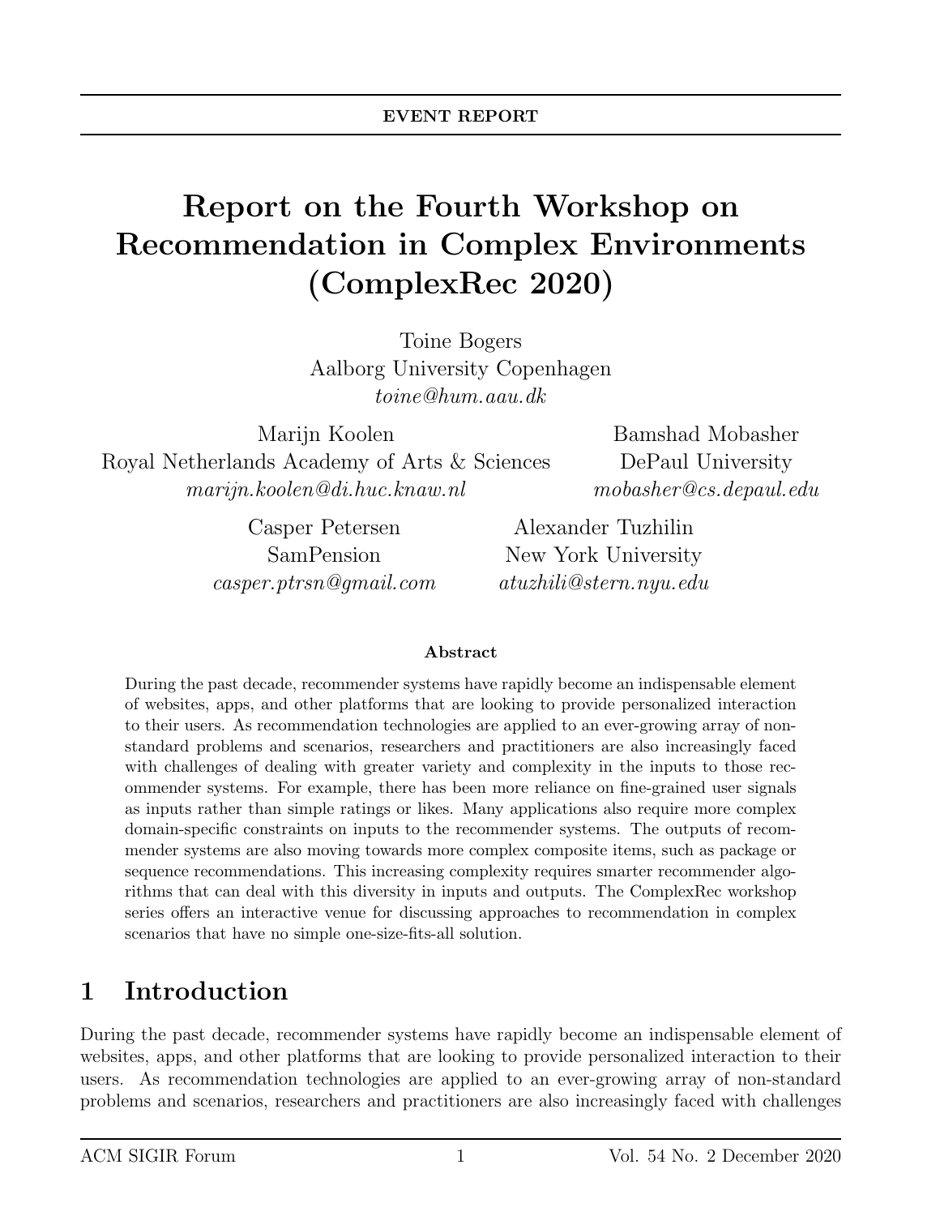**EVENT REPORT**

# Report on the Fourth Workshop on Recommendation in Complex Environments (ComplexRec 2020)

Toine Bogers
Aalborg University Copenhagen
*toine@hum.aau.dk*

Marijn Koolen
Royal Netherlands Academy of Arts & Sciences
*marijn.koolen@di.huc.knaw.nl*

Bamshad Mobasher
DePaul University
*mobasher@cs.depaul.edu*

Casper Petersen
SamPension
*casper.ptrsn@gmail.com*

Alexander Tuzhilin
New York University
*atuzhili@stern.nyu.edu*

**Abstract**

During the past decade, recommender systems have rapidly become an indispensable element of websites, apps, and other platforms that are looking to provide personalized interaction to their users. As recommendation technologies are applied to an ever-growing array of non-standard problems and scenarios, researchers and practitioners are also increasingly faced with challenges of dealing with greater variety and complexity in the inputs to those recommender systems. For example, there has been more reliance on fine-grained user signals as inputs rather than simple ratings or likes. Many applications also require more complex domain-specific constraints on inputs to the recommender systems. The outputs of recommender systems are also moving towards more complex composite items, such as package or sequence recommendations. This increasing complexity requires smarter recommender algorithms that can deal with this diversity in inputs and outputs. The ComplexRec workshop series offers an interactive venue for discussing approaches to recommendation in complex scenarios that have no simple one-size-fits-all solution.

## 1 Introduction

During the past decade, recommender systems have rapidly become an indispensable element of websites, apps, and other platforms that are looking to provide personalized interaction to their users. As recommendation technologies are applied to an ever-growing array of non-standard problems and scenarios, researchers and practitioners are also increasingly faced with challenges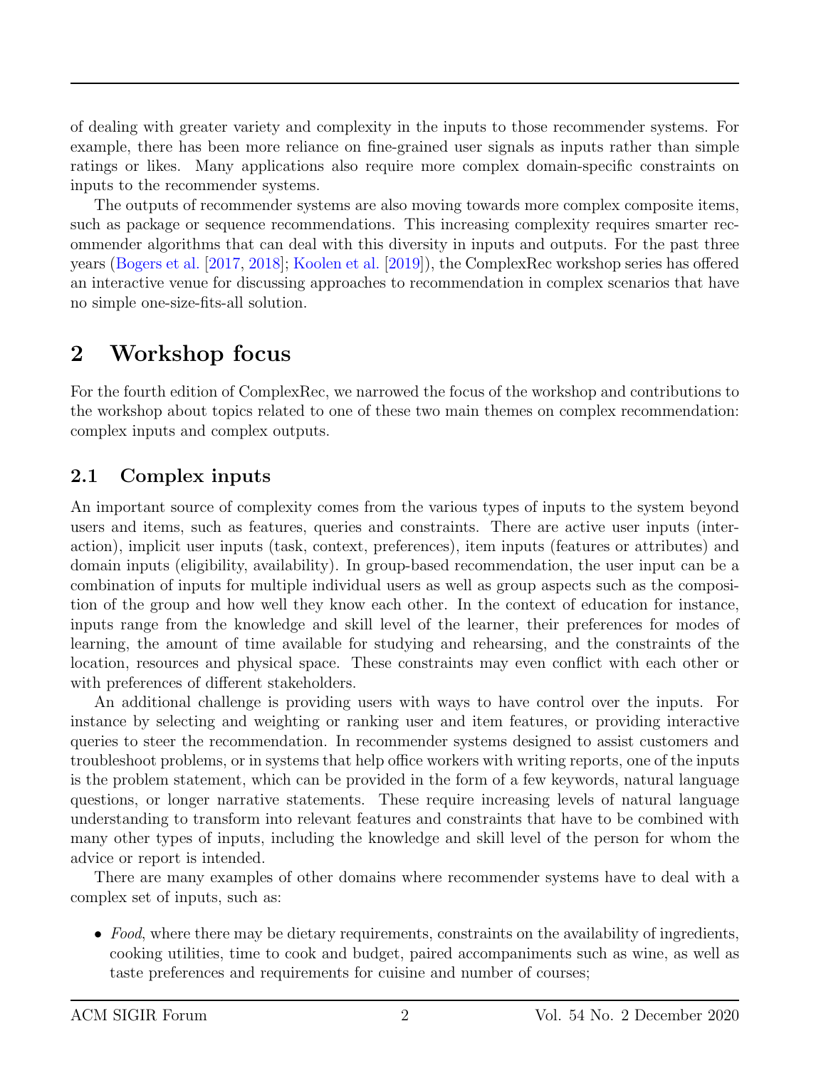of dealing with greater variety and complexity in the inputs to those recommender systems. For example, there has been more reliance on fine-grained user signals as inputs rather than simple ratings or likes. Many applications also require more complex domain-specific constraints on inputs to the recommender systems.

The outputs of recommender systems are also moving towards more complex composite items, such as package or sequence recommendations. This increasing complexity requires smarter recommender algorithms that can deal with this diversity in inputs and outputs. For the past three years (Bogers et al. [2017, 2018]; Koolen et al. [2019]), the ComplexRec workshop series has offered an interactive venue for discussing approaches to recommendation in complex scenarios that have no simple one-size-fits-all solution.

# 2 Workshop focus

For the fourth edition of ComplexRec, we narrowed the focus of the workshop and contributions to the workshop about topics related to one of these two main themes on complex recommendation: complex inputs and complex outputs.

## 2.1 Complex inputs

An important source of complexity comes from the various types of inputs to the system beyond users and items, such as features, queries and constraints. There are active user inputs (interaction), implicit user inputs (task, context, preferences), item inputs (features or attributes) and domain inputs (eligibility, availability). In group-based recommendation, the user input can be a combination of inputs for multiple individual users as well as group aspects such as the composition of the group and how well they know each other. In the context of education for instance, inputs range from the knowledge and skill level of the learner, their preferences for modes of learning, the amount of time available for studying and rehearsing, and the constraints of the location, resources and physical space. These constraints may even conflict with each other or with preferences of different stakeholders.

An additional challenge is providing users with ways to have control over the inputs. For instance by selecting and weighting or ranking user and item features, or providing interactive queries to steer the recommendation. In recommender systems designed to assist customers and troubleshoot problems, or in systems that help office workers with writing reports, one of the inputs is the problem statement, which can be provided in the form of a few keywords, natural language questions, or longer narrative statements. These require increasing levels of natural language understanding to transform into relevant features and constraints that have to be combined with many other types of inputs, including the knowledge and skill level of the person for whom the advice or report is intended.

There are many examples of other domains where recommender systems have to deal with a complex set of inputs, such as:

- *Food*, where there may be dietary requirements, constraints on the availability of ingredients, cooking utilities, time to cook and budget, paired accompaniments such as wine, as well as taste preferences and requirements for cuisine and number of courses;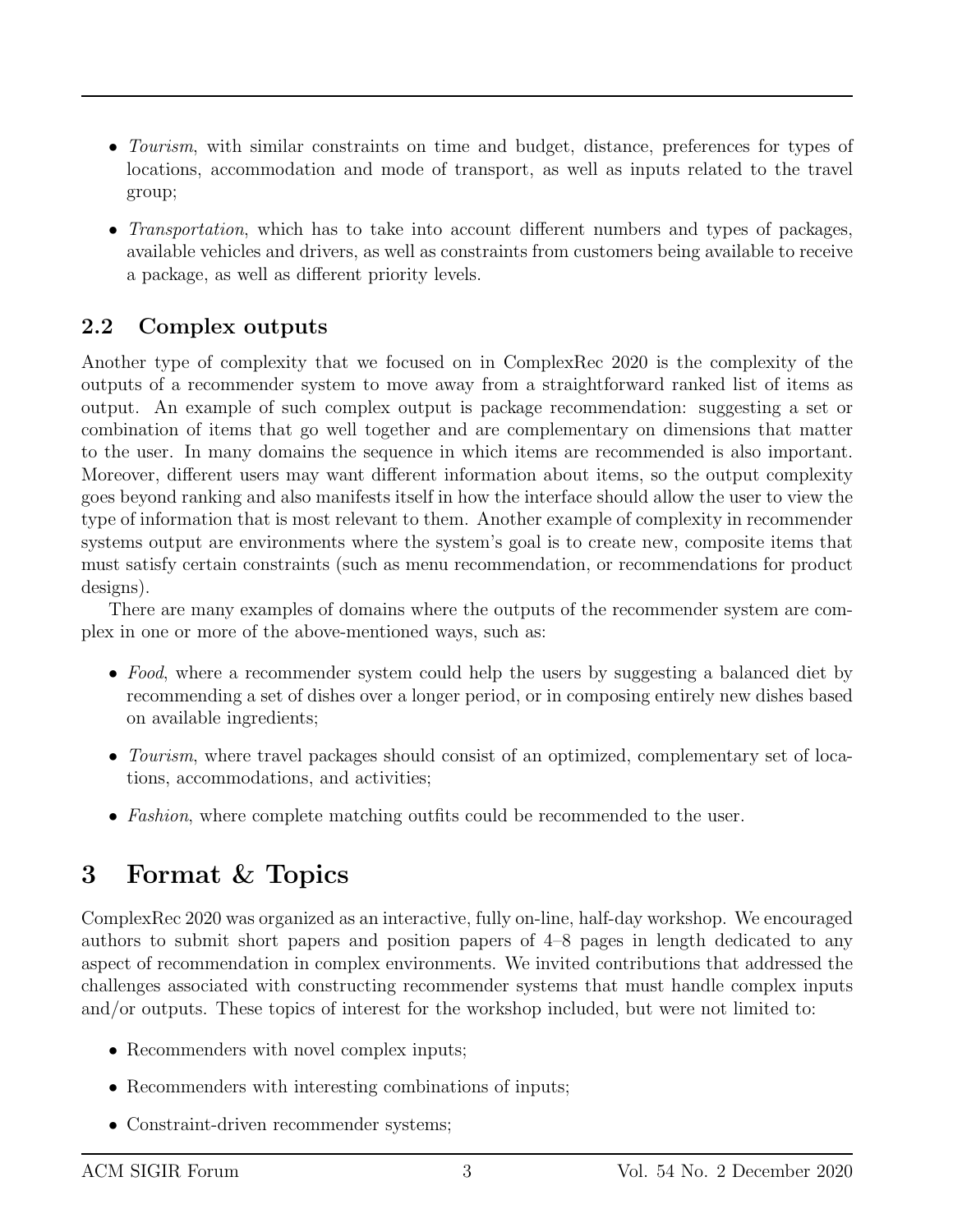- *Tourism*, with similar constraints on time and budget, distance, preferences for types of locations, accommodation and mode of transport, as well as inputs related to the travel group;
- *Transportation*, which has to take into account different numbers and types of packages, available vehicles and drivers, as well as constraints from customers being available to receive a package, as well as different priority levels.

### 2.2 Complex outputs

Another type of complexity that we focused on in ComplexRec 2020 is the complexity of the outputs of a recommender system to move away from a straightforward ranked list of items as output. An example of such complex output is package recommendation: suggesting a set or combination of items that go well together and are complementary on dimensions that matter to the user. In many domains the sequence in which items are recommended is also important. Moreover, different users may want different information about items, so the output complexity goes beyond ranking and also manifests itself in how the interface should allow the user to view the type of information that is most relevant to them. Another example of complexity in recommender systems output are environments where the system's goal is to create new, composite items that must satisfy certain constraints (such as menu recommendation, or recommendations for product designs).

There are many examples of domains where the outputs of the recommender system are complex in one or more of the above-mentioned ways, such as:

- *Food*, where a recommender system could help the users by suggesting a balanced diet by recommending a set of dishes over a longer period, or in composing entirely new dishes based on available ingredients;
- *Tourism*, where travel packages should consist of an optimized, complementary set of locations, accommodations, and activities;
- *Fashion*, where complete matching outfits could be recommended to the user.

## 3 Format & Topics

ComplexRec 2020 was organized as an interactive, fully on-line, half-day workshop. We encouraged authors to submit short papers and position papers of 4–8 pages in length dedicated to any aspect of recommendation in complex environments. We invited contributions that addressed the challenges associated with constructing recommender systems that must handle complex inputs and/or outputs. These topics of interest for the workshop included, but were not limited to:

- Recommenders with novel complex inputs;
- Recommenders with interesting combinations of inputs;
- Constraint-driven recommender systems;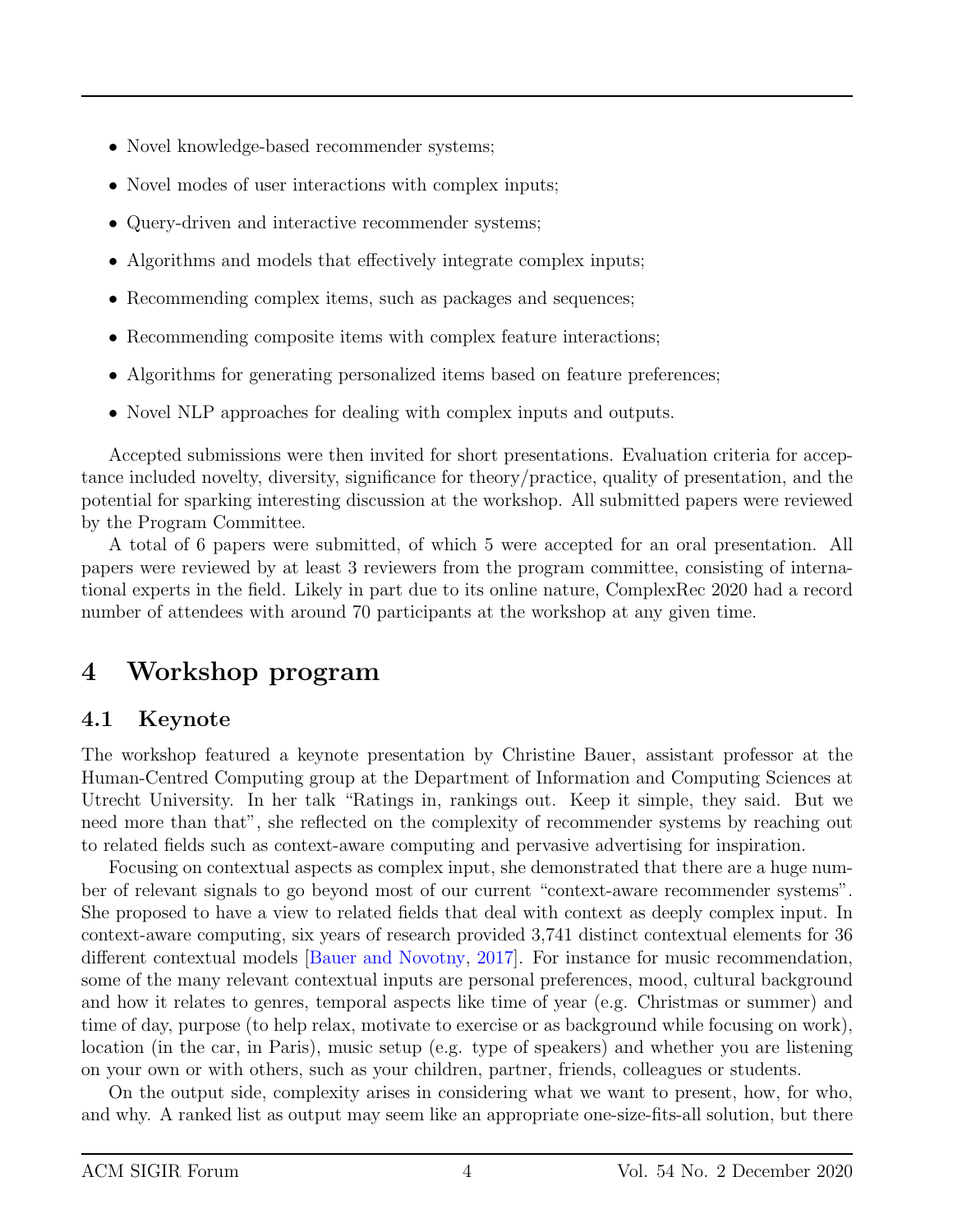- Novel knowledge-based recommender systems;
- Novel modes of user interactions with complex inputs;
- Query-driven and interactive recommender systems;
- Algorithms and models that effectively integrate complex inputs;
- Recommending complex items, such as packages and sequences;
- Recommending composite items with complex feature interactions;
- Algorithms for generating personalized items based on feature preferences;
- Novel NLP approaches for dealing with complex inputs and outputs.

Accepted submissions were then invited for short presentations. Evaluation criteria for acceptance included novelty, diversity, significance for theory/practice, quality of presentation, and the potential for sparking interesting discussion at the workshop. All submitted papers were reviewed by the Program Committee.

A total of 6 papers were submitted, of which 5 were accepted for an oral presentation. All papers were reviewed by at least 3 reviewers from the program committee, consisting of international experts in the field. Likely in part due to its online nature, ComplexRec 2020 had a record number of attendees with around 70 participants at the workshop at any given time.

# 4 Workshop program

## 4.1 Keynote

The workshop featured a keynote presentation by Christine Bauer, assistant professor at the Human-Centred Computing group at the Department of Information and Computing Sciences at Utrecht University. In her talk "Ratings in, rankings out. Keep it simple, they said. But we need more than that", she reflected on the complexity of recommender systems by reaching out to related fields such as context-aware computing and pervasive advertising for inspiration.

Focusing on contextual aspects as complex input, she demonstrated that there are a huge number of relevant signals to go beyond most of our current "context-aware recommender systems". She proposed to have a view to related fields that deal with context as deeply complex input. In context-aware computing, six years of research provided 3,741 distinct contextual elements for 36 different contextual models [Bauer and Novotny, 2017]. For instance for music recommendation, some of the many relevant contextual inputs are personal preferences, mood, cultural background and how it relates to genres, temporal aspects like time of year (e.g. Christmas or summer) and time of day, purpose (to help relax, motivate to exercise or as background while focusing on work), location (in the car, in Paris), music setup (e.g. type of speakers) and whether you are listening on your own or with others, such as your children, partner, friends, colleagues or students.

On the output side, complexity arises in considering what we want to present, how, for who, and why. A ranked list as output may seem like an appropriate one-size-fits-all solution, but there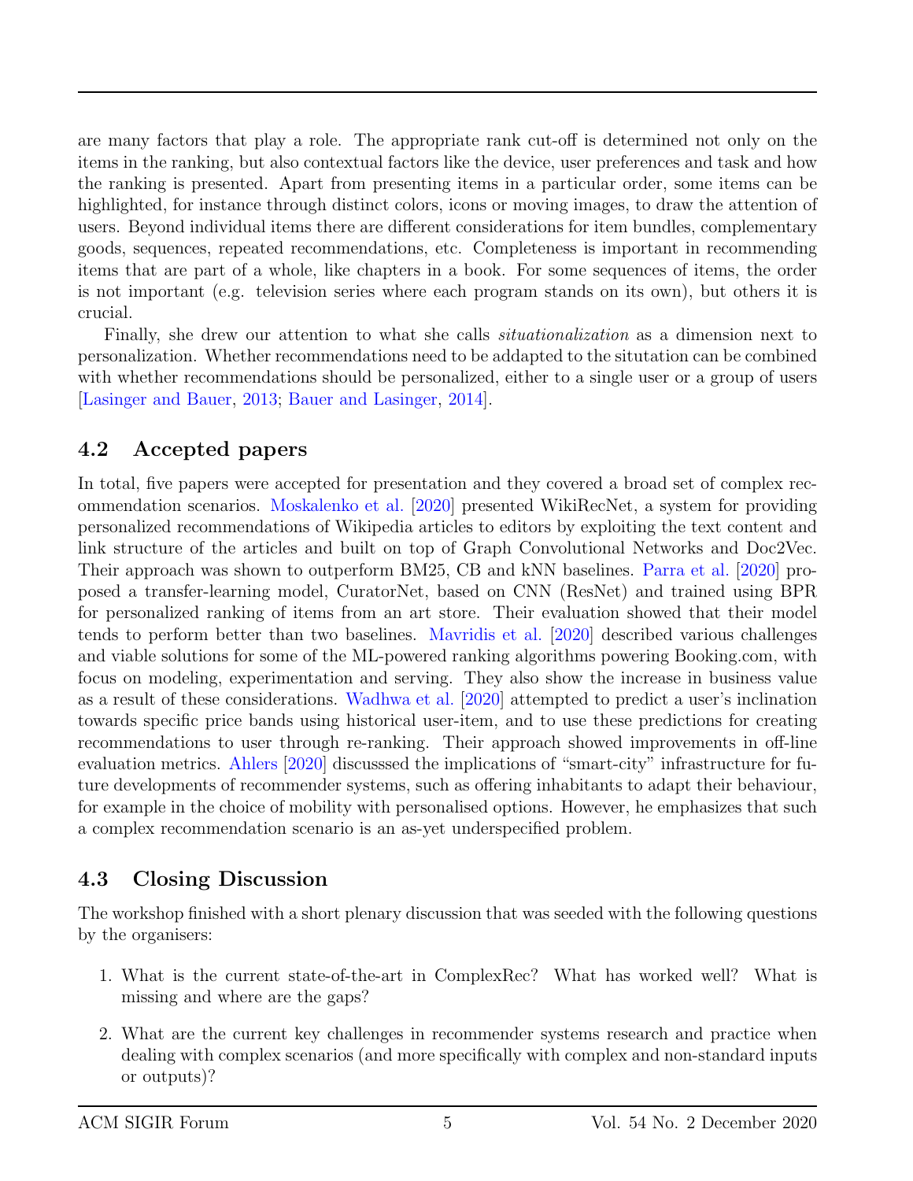are many factors that play a role. The appropriate rank cut-off is determined not only on the items in the ranking, but also contextual factors like the device, user preferences and task and how the ranking is presented. Apart from presenting items in a particular order, some items can be highlighted, for instance through distinct colors, icons or moving images, to draw the attention of users. Beyond individual items there are different considerations for item bundles, complementary goods, sequences, repeated recommendations, etc. Completeness is important in recommending items that are part of a whole, like chapters in a book. For some sequences of items, the order is not important (e.g. television series where each program stands on its own), but others it is crucial.

Finally, she drew our attention to what she calls *situationalization* as a dimension next to personalization. Whether recommendations need to be addapted to the situtation can be combined with whether recommendations should be personalized, either to a single user or a group of users [Lasinger and Bauer, 2013; Bauer and Lasinger, 2014].

## 4.2 Accepted papers

In total, five papers were accepted for presentation and they covered a broad set of complex recommendation scenarios. Moskalenko et al. [2020] presented WikiRecNet, a system for providing personalized recommendations of Wikipedia articles to editors by exploiting the text content and link structure of the articles and built on top of Graph Convolutional Networks and Doc2Vec. Their approach was shown to outperform BM25, CB and kNN baselines. Parra et al. [2020] proposed a transfer-learning model, CuratorNet, based on CNN (ResNet) and trained using BPR for personalized ranking of items from an art store. Their evaluation showed that their model tends to perform better than two baselines. Mavridis et al. [2020] described various challenges and viable solutions for some of the ML-powered ranking algorithms powering Booking.com, with focus on modeling, experimentation and serving. They also show the increase in business value as a result of these considerations. Wadhwa et al. [2020] attempted to predict a user's inclination towards specific price bands using historical user-item, and to use these predictions for creating recommendations to user through re-ranking. Their approach showed improvements in off-line evaluation metrics. Ahlers [2020] discusssed the implications of "smart-city" infrastructure for future developments of recommender systems, such as offering inhabitants to adapt their behaviour, for example in the choice of mobility with personalised options. However, he emphasizes that such a complex recommendation scenario is an as-yet underspecified problem.

## 4.3 Closing Discussion

The workshop finished with a short plenary discussion that was seeded with the following questions by the organisers:

1. What is the current state-of-the-art in ComplexRec? What has worked well? What is missing and where are the gaps?
2. What are the current key challenges in recommender systems research and practice when dealing with complex scenarios (and more specifically with complex and non-standard inputs or outputs)?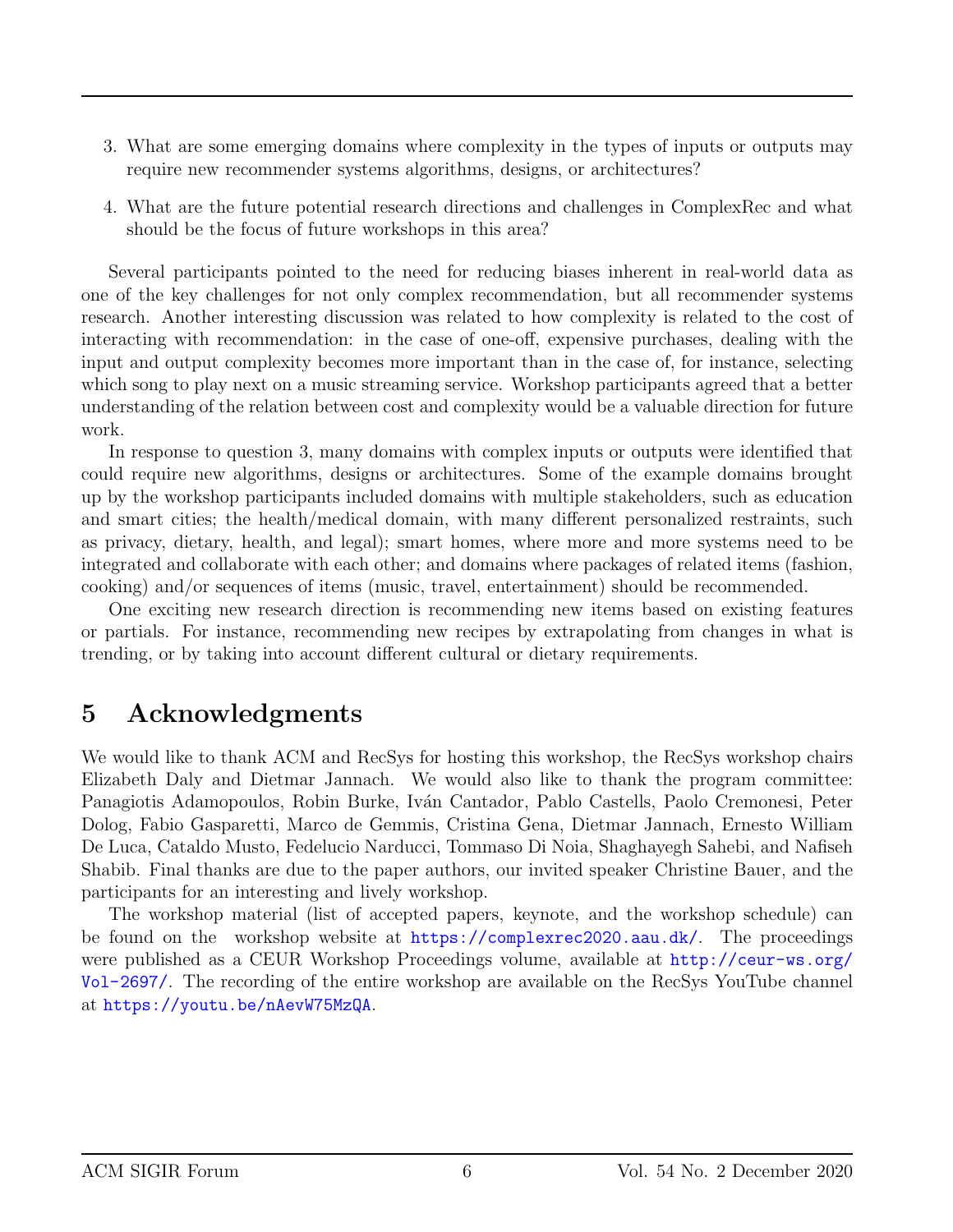3. What are some emerging domains where complexity in the types of inputs or outputs may require new recommender systems algorithms, designs, or architectures?
4. What are the future potential research directions and challenges in ComplexRec and what should be the focus of future workshops in this area?

Several participants pointed to the need for reducing biases inherent in real-world data as one of the key challenges for not only complex recommendation, but all recommender systems research. Another interesting discussion was related to how complexity is related to the cost of interacting with recommendation: in the case of one-off, expensive purchases, dealing with the input and output complexity becomes more important than in the case of, for instance, selecting which song to play next on a music streaming service. Workshop participants agreed that a better understanding of the relation between cost and complexity would be a valuable direction for future work.

In response to question 3, many domains with complex inputs or outputs were identified that could require new algorithms, designs or architectures. Some of the example domains brought up by the workshop participants included domains with multiple stakeholders, such as education and smart cities; the health/medical domain, with many different personalized restraints, such as privacy, dietary, health, and legal); smart homes, where more and more systems need to be integrated and collaborate with each other; and domains where packages of related items (fashion, cooking) and/or sequences of items (music, travel, entertainment) should be recommended.

One exciting new research direction is recommending new items based on existing features or partials. For instance, recommending new recipes by extrapolating from changes in what is trending, or by taking into account different cultural or dietary requirements.

## 5 Acknowledgments

We would like to thank ACM and RecSys for hosting this workshop, the RecSys workshop chairs Elizabeth Daly and Dietmar Jannach. We would also like to thank the program committee: Panagiotis Adamopoulos, Robin Burke, Iván Cantador, Pablo Castells, Paolo Cremonesi, Peter Dolog, Fabio Gasparetti, Marco de Gemmis, Cristina Gena, Dietmar Jannach, Ernesto William De Luca, Cataldo Musto, Fedelucio Narducci, Tommaso Di Noia, Shaghayegh Sahebi, and Nafiseh Shabib. Final thanks are due to the paper authors, our invited speaker Christine Bauer, and the participants for an interesting and lively workshop.

The workshop material (list of accepted papers, keynote, and the workshop schedule) can be found on the workshop website at https://complexrec2020.aau.dk/. The proceedings were published as a CEUR Workshop Proceedings volume, available at http://ceur-ws.org/Vol-2697/. The recording of the entire workshop are available on the RecSys YouTube channel at https://youtu.be/nAevW75MzQA.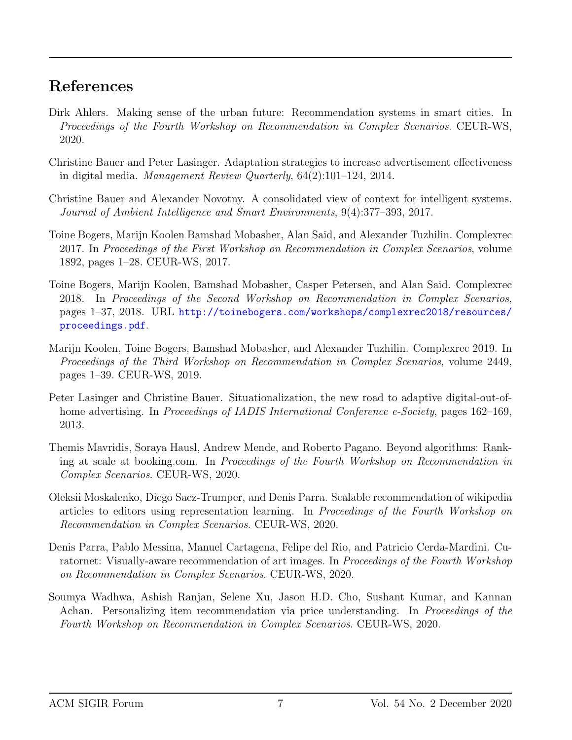# References

Dirk Ahlers. Making sense of the urban future: Recommendation systems in smart cities. In *Proceedings of the Fourth Workshop on Recommendation in Complex Scenarios*. CEUR-WS, 2020.

Christine Bauer and Peter Lasinger. Adaptation strategies to increase advertisement effectiveness in digital media. *Management Review Quarterly*, 64(2):101–124, 2014.

Christine Bauer and Alexander Novotny. A consolidated view of context for intelligent systems. *Journal of Ambient Intelligence and Smart Environments*, 9(4):377–393, 2017.

Toine Bogers, Marijn Koolen Bamshad Mobasher, Alan Said, and Alexander Tuzhilin. Complexrec 2017. In *Proceedings of the First Workshop on Recommendation in Complex Scenarios*, volume 1892, pages 1–28. CEUR-WS, 2017.

Toine Bogers, Marijn Koolen, Bamshad Mobasher, Casper Petersen, and Alan Said. Complexrec 2018. In *Proceedings of the Second Workshop on Recommendation in Complex Scenarios*, pages 1–37, 2018. URL http://toinebogers.com/workshops/complexrec2018/resources/proceedings.pdf.

Marijn Koolen, Toine Bogers, Bamshad Mobasher, and Alexander Tuzhilin. Complexrec 2019. In *Proceedings of the Third Workshop on Recommendation in Complex Scenarios*, volume 2449, pages 1–39. CEUR-WS, 2019.

Peter Lasinger and Christine Bauer. Situationalization, the new road to adaptive digital-out-of-home advertising. In *Proceedings of IADIS International Conference e-Society*, pages 162–169, 2013.

Themis Mavridis, Soraya Hausl, Andrew Mende, and Roberto Pagano. Beyond algorithms: Ranking at scale at booking.com. In *Proceedings of the Fourth Workshop on Recommendation in Complex Scenarios*. CEUR-WS, 2020.

Oleksii Moskalenko, Diego Saez-Trumper, and Denis Parra. Scalable recommendation of wikipedia articles to editors using representation learning. In *Proceedings of the Fourth Workshop on Recommendation in Complex Scenarios*. CEUR-WS, 2020.

Denis Parra, Pablo Messina, Manuel Cartagena, Felipe del Rio, and Patricio Cerda-Mardini. Curatornet: Visually-aware recommendation of art images. In *Proceedings of the Fourth Workshop on Recommendation in Complex Scenarios*. CEUR-WS, 2020.

Soumya Wadhwa, Ashish Ranjan, Selene Xu, Jason H.D. Cho, Sushant Kumar, and Kannan Achan. Personalizing item recommendation via price understanding. In *Proceedings of the Fourth Workshop on Recommendation in Complex Scenarios*. CEUR-WS, 2020.